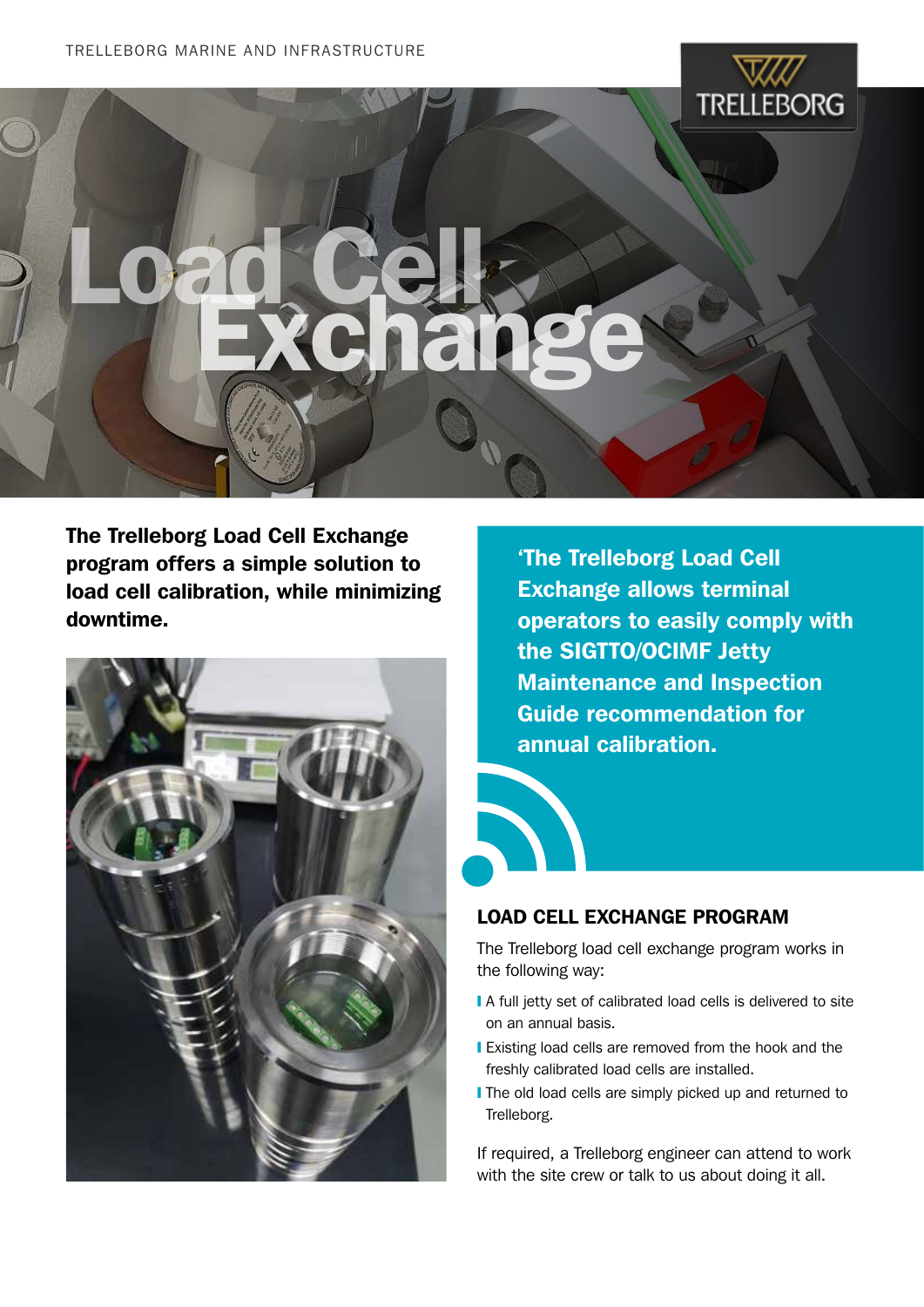# Load Cell Exchange

**The Trelleborg Load Cell Exchange program offers a simple solution to load cell calibration, while minimizing downtime.**

**'The Trelleborg Load Cell Exchange allows terminal operators to easily comply with the SIGTTO/OCIMF Jetty Maintenance and Inspection Guide recommendation for annual calibration.**

## LOAD CELL EXCHANGE PROGRAM

The Trelleborg load cell exchange program works in the following way:

- A full jetty set of calibrated load cells is delivered to site on an annual basis.
- Existing load cells are removed from the hook and the freshly calibrated load cells are installed.
- The old load cells are simply picked up and returned to Trelleborg.

If required, a Trelleborg engineer can attend to work with the site crew or talk to us about doing it all.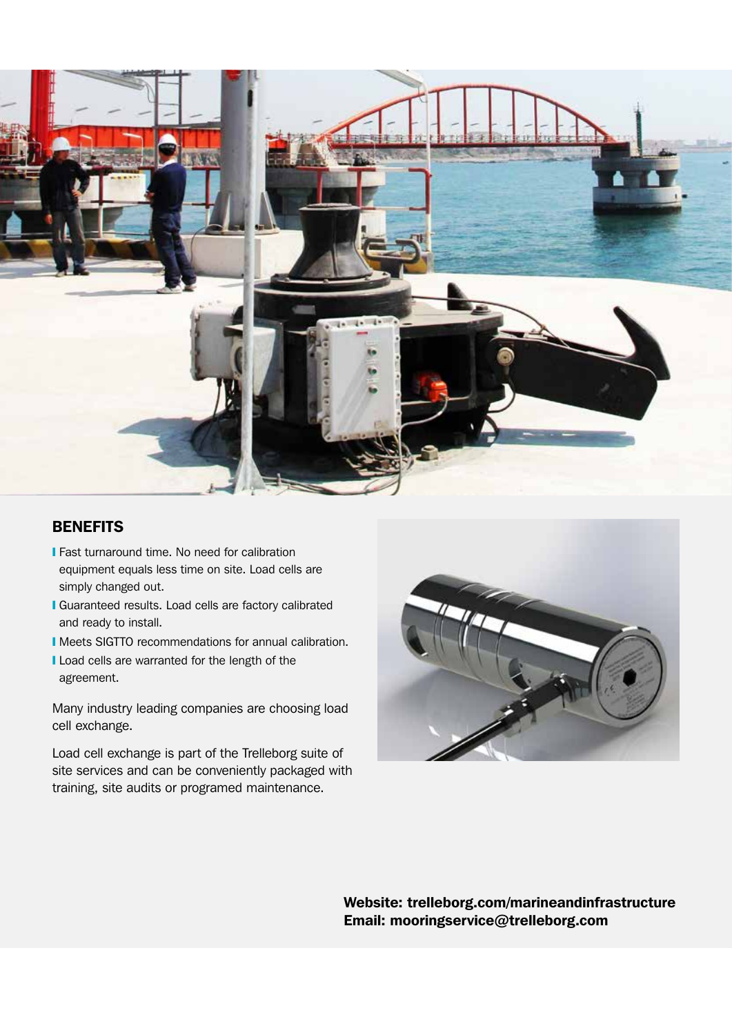## BENEFITS

- Fast turnaround time. No need for calibration equipment equals less time on site. Load cells are simply changed out.
- Guaranteed results. Load cells are factory calibrated and ready to install.
- Meets SIGTTO recommendations for annual calibration.
- Load cells are warranted for the length of the agreement.

Many industry leading companies are choosing load cell exchange.

Load cell exchange is part of the Trelleborg suite of site services and can be conveniently packaged with training, site audits or programed maintenance.

**Website: trelleborg.com/marineandinfrastructure**
**Email: mooringservice@trelleborg.com**